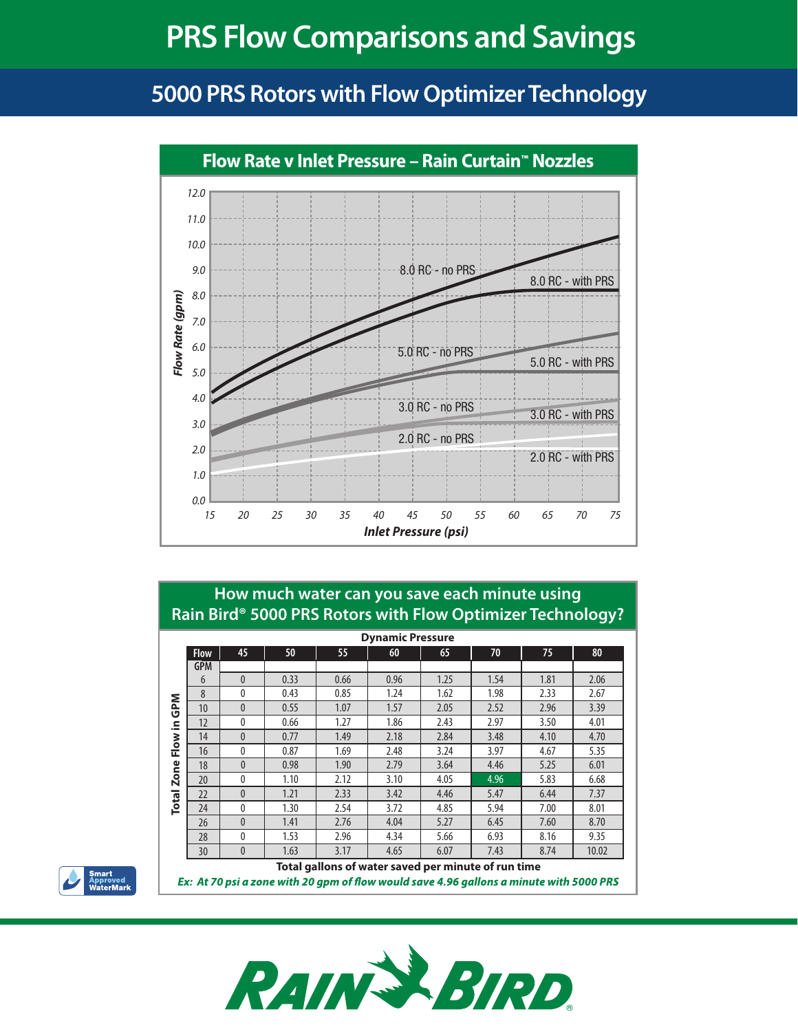# PRS Flow Comparisons and Savings

## 5000 PRS Rotors with Flow Optimizer Technology

### Flow Rate v Inlet Pressure – Rain Curtain™ Nozzles

Flow Rate (gpm): 0.0, 1.0, 2.0, 3.0, 4.0, 5.0, 6.0, 7.0, 8.0, 9.0, 10.0, 11.0, 12.0

Inlet Pressure (psi): 15, 20, 25, 30, 35, 40, 45, 50, 55, 60, 65, 70, 75

8.0 RC - no PRS

8.0 RC - with PRS

5.0 RC - no PRS

5.0 RC - with PRS

3.0 RC - no PRS

3.0 RC - with PRS

2.0 RC - no PRS

2.0 RC - with PRS

### How much water can you save each minute using Rain Bird® 5000 PRS Rotors with Flow Optimizer Technology?

Dynamic Pressure

| Total Zone Flow in GPM | 45 | 50 | 55 | 60 | 65 | 70 | 75 | 80 |
|---|---|---|---|---|---|---|---|---|
| 6 | 0 | 0.33 | 0.66 | 0.96 | 1.25 | 1.54 | 1.81 | 2.06 |
| 8 | 0 | 0.43 | 0.85 | 1.24 | 1.62 | 1.98 | 2.33 | 2.67 |
| 10 | 0 | 0.55 | 1.07 | 1.57 | 2.05 | 2.52 | 2.96 | 3.39 |
| 12 | 0 | 0.66 | 1.27 | 1.86 | 2.43 | 2.97 | 3.50 | 4.01 |
| 14 | 0 | 0.77 | 1.49 | 2.18 | 2.84 | 3.48 | 4.10 | 4.70 |
| 16 | 0 | 0.87 | 1.69 | 2.48 | 3.24 | 3.97 | 4.67 | 5.35 |
| 18 | 0 | 0.98 | 1.90 | 2.79 | 3.64 | 4.46 | 5.25 | 6.01 |
| 20 | 0 | 1.10 | 2.12 | 3.10 | 4.05 | 4.96 | 5.83 | 6.68 |
| 22 | 0 | 1.21 | 2.33 | 3.42 | 4.46 | 5.47 | 6.44 | 7.37 |
| 24 | 0 | 1.30 | 2.54 | 3.72 | 4.85 | 5.94 | 7.00 | 8.01 |
| 26 | 0 | 1.41 | 2.76 | 4.04 | 5.27 | 6.45 | 7.60 | 8.70 |
| 28 | 0 | 1.53 | 2.96 | 4.34 | 5.66 | 6.93 | 8.16 | 9.35 |
| 30 | 0 | 1.63 | 3.17 | 4.65 | 6.07 | 7.43 | 8.74 | 10.02 |

**Total gallons of water saved per minute of run time**

***Ex: At 70 psi a zone with 20 gpm of flow would save 4.96 gallons a minute with 5000 PRS***

Smart Approved WaterMark

RAIN BIRD®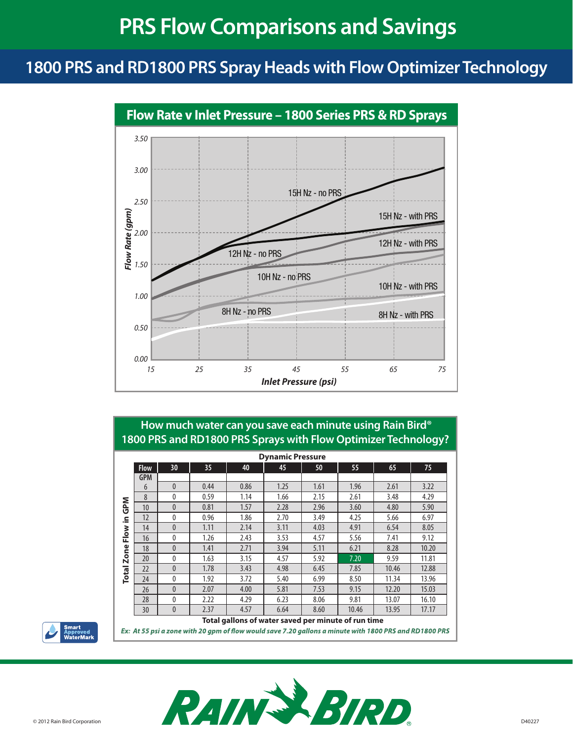# PRS Flow Comparisons and Savings

## 1800 PRS and RD1800 PRS Spray Heads with Flow Optimizer Technology

### Flow Rate v Inlet Pressure – 1800 Series PRS & RD Sprays

Flow Rate (gpm)

3.50
3.00
2.50
2.00
1.50
1.00
0.50
0.00

15 25 35 45 55 65 75

Inlet Pressure (psi)

15H Nz - no PRS
15H Nz - with PRS
12H Nz - no PRS
12H Nz - with PRS
10H Nz - no PRS
10H Nz - with PRS
8H Nz - no PRS
8H Nz - with PRS

### How much water can you save each minute using Rain Bird® 1800 PRS and RD1800 PRS Sprays with Flow Optimizer Technology?

| | Dynamic Pressure | | | | | | | |
|---|---|---|---|---|---|---|---|---|
| **Total Zone Flow in GPM** (Flow GPM) | **30** | **35** | **40** | **45** | **50** | **55** | **65** | **75** |
| 6 | 0 | 0.44 | 0.86 | 1.25 | 1.61 | 1.96 | 2.61 | 3.22 |
| 8 | 0 | 0.59 | 1.14 | 1.66 | 2.15 | 2.61 | 3.48 | 4.29 |
| 10 | 0 | 0.81 | 1.57 | 2.28 | 2.96 | 3.60 | 4.80 | 5.90 |
| 12 | 0 | 0.96 | 1.86 | 2.70 | 3.49 | 4.25 | 5.66 | 6.97 |
| 14 | 0 | 1.11 | 2.14 | 3.11 | 4.03 | 4.91 | 6.54 | 8.05 |
| 16 | 0 | 1.26 | 2.43 | 3.53 | 4.57 | 5.56 | 7.41 | 9.12 |
| 18 | 0 | 1.41 | 2.71 | 3.94 | 5.11 | 6.21 | 8.28 | 10.20 |
| 20 | 0 | 1.63 | 3.15 | 4.57 | 5.92 | 7.20 | 9.59 | 11.81 |
| 22 | 0 | 1.78 | 3.43 | 4.98 | 6.45 | 7.85 | 10.46 | 12.88 |
| 24 | 0 | 1.92 | 3.72 | 5.40 | 6.99 | 8.50 | 11.34 | 13.96 |
| 26 | 0 | 2.07 | 4.00 | 5.81 | 7.53 | 9.15 | 12.20 | 15.03 |
| 28 | 0 | 2.22 | 4.29 | 6.23 | 8.06 | 9.81 | 13.07 | 16.10 |
| 30 | 0 | 2.37 | 4.57 | 6.64 | 8.60 | 10.46 | 13.95 | 17.17 |

**Total gallons of water saved per minute of run time**

***Ex: At 55 psi a zone with 20 gpm of flow would save 7.20 gallons a minute with 1800 PRS and RD1800 PRS***

Smart Approved WaterMark

© 2012 Rain Bird Corporation

D40227